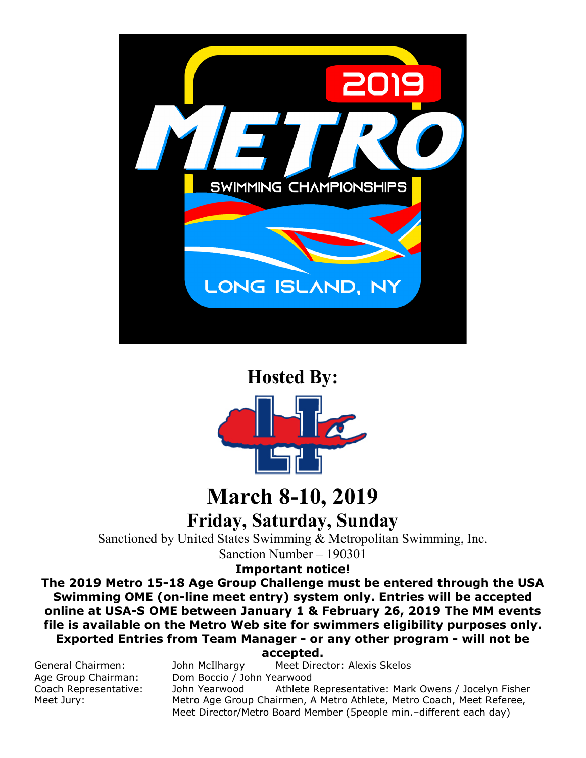# 2019 METRO SWIMMING CHAMPIONSHIPS

# LONG ISLAND, NY

## Hosted By:

# March 8-10, 2019

## Friday, Saturday, Sunday

Sanctioned by United States Swimming & Metropolitan Swimming, Inc.

Sanction Number – 190301

**Important notice!**

**The 2019 Metro 15-18 Age Group Challenge must be entered through the USA Swimming OME (on-line meet entry) system only. Entries will be accepted online at USA-S OME between January 1 & February 26, 2019 The MM events file is available on the Metro Web site for swimmers eligibility purposes only. Exported Entries from Team Manager - or any other program - will not be accepted.**

General Chairmen: John McIlhargy  Meet Director: Alexis Skelos

Age Group Chairman: Dom Boccio / John Yearwood

Coach Representative: John Yearwood  Athlete Representative: Mark Owens / Jocelyn Fisher

Meet Jury: Metro Age Group Chairmen, A Metro Athlete, Metro Coach, Meet Referee, Meet Director/Metro Board Member (5people min.–different each day)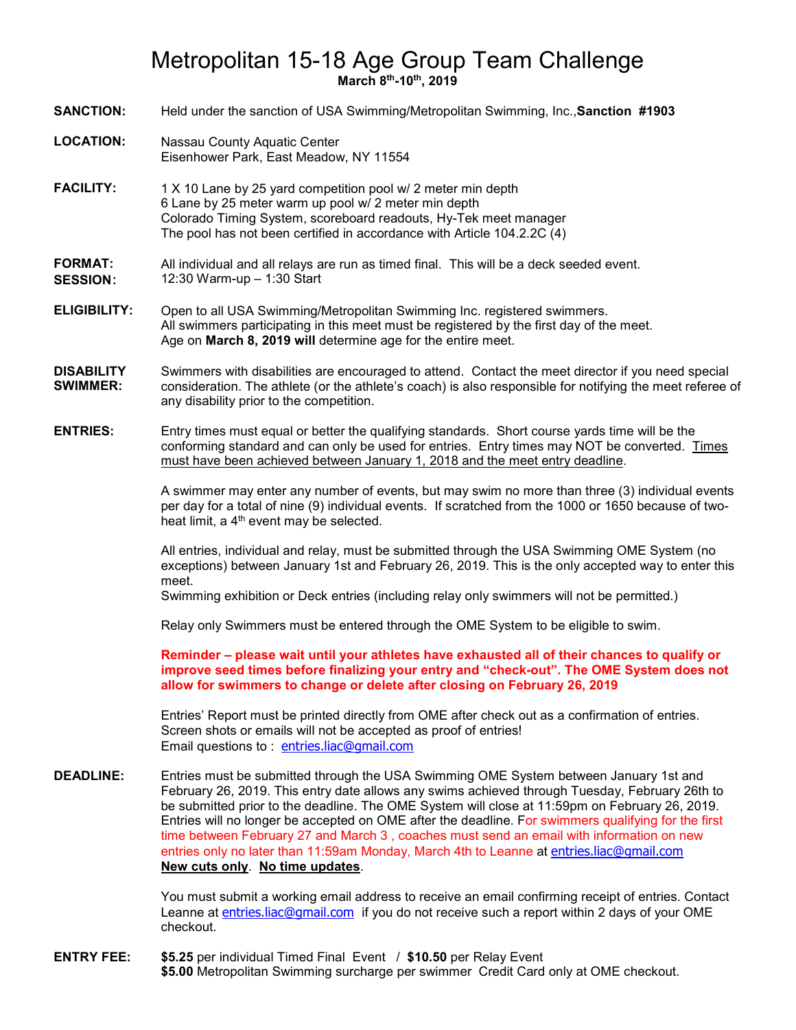# Metropolitan 15-18 Age Group Team Challenge

**March 8th-10th, 2019**

**SANCTION:** Held under the sanction of USA Swimming/Metropolitan Swimming, Inc.,**Sanction #1903**

**LOCATION:** Nassau County Aquatic Center
Eisenhower Park, East Meadow, NY 11554

**FACILITY:** 1 X 10 Lane by 25 yard competition pool w/ 2 meter min depth
6 Lane by 25 meter warm up pool w/ 2 meter min depth
Colorado Timing System, scoreboard readouts, Hy-Tek meet manager
The pool has not been certified in accordance with Article 104.2.2C (4)

**FORMAT:** All individual and all relays are run as timed final. This will be a deck seeded event.

**SESSION:** 12:30 Warm-up – 1:30 Start

**ELIGIBILITY:** Open to all USA Swimming/Metropolitan Swimming Inc. registered swimmers.
All swimmers participating in this meet must be registered by the first day of the meet.
Age on **March 8, 2019 will** determine age for the entire meet.

**DISABILITY SWIMMER:** Swimmers with disabilities are encouraged to attend. Contact the meet director if you need special consideration. The athlete (or the athlete's coach) is also responsible for notifying the meet referee of any disability prior to the competition.

**ENTRIES:** Entry times must equal or better the qualifying standards. Short course yards time will be the conforming standard and can only be used for entries. Entry times may NOT be converted. Times must have been achieved between January 1, 2018 and the meet entry deadline.

A swimmer may enter any number of events, but may swim no more than three (3) individual events per day for a total of nine (9) individual events. If scratched from the 1000 or 1650 because of two-heat limit, a 4th event may be selected.

All entries, individual and relay, must be submitted through the USA Swimming OME System (no exceptions) between January 1st and February 26, 2019. This is the only accepted way to enter this meet.
Swimming exhibition or Deck entries (including relay only swimmers will not be permitted.)

Relay only Swimmers must be entered through the OME System to be eligible to swim.

**Reminder – please wait until your athletes have exhausted all of their chances to qualify or improve seed times before finalizing your entry and "check-out". The OME System does not allow for swimmers to change or delete after closing on February 26, 2019**

Entries' Report must be printed directly from OME after check out as a confirmation of entries. Screen shots or emails will not be accepted as proof of entries!
Email questions to : entries.liac@gmail.com

**DEADLINE:** Entries must be submitted through the USA Swimming OME System between January 1st and February 26, 2019. This entry date allows any swims achieved through Tuesday, February 26th to be submitted prior to the deadline. The OME System will close at 11:59pm on February 26, 2019. Entries will no longer be accepted on OME after the deadline. For swimmers qualifying for the first time between February 27 and March 3 , coaches must send an email with information on new entries only no later than 11:59am Monday, March 4th to Leanne at entries.liac@gmail.com **New cuts only**. **No time updates**.

You must submit a working email address to receive an email confirming receipt of entries. Contact Leanne at entries.liac@gmail.com if you do not receive such a report within 2 days of your OME checkout.

**ENTRY FEE:** **$5.25** per individual Timed Final Event / **$10.50** per Relay Event
**$5.00** Metropolitan Swimming surcharge per swimmer Credit Card only at OME checkout.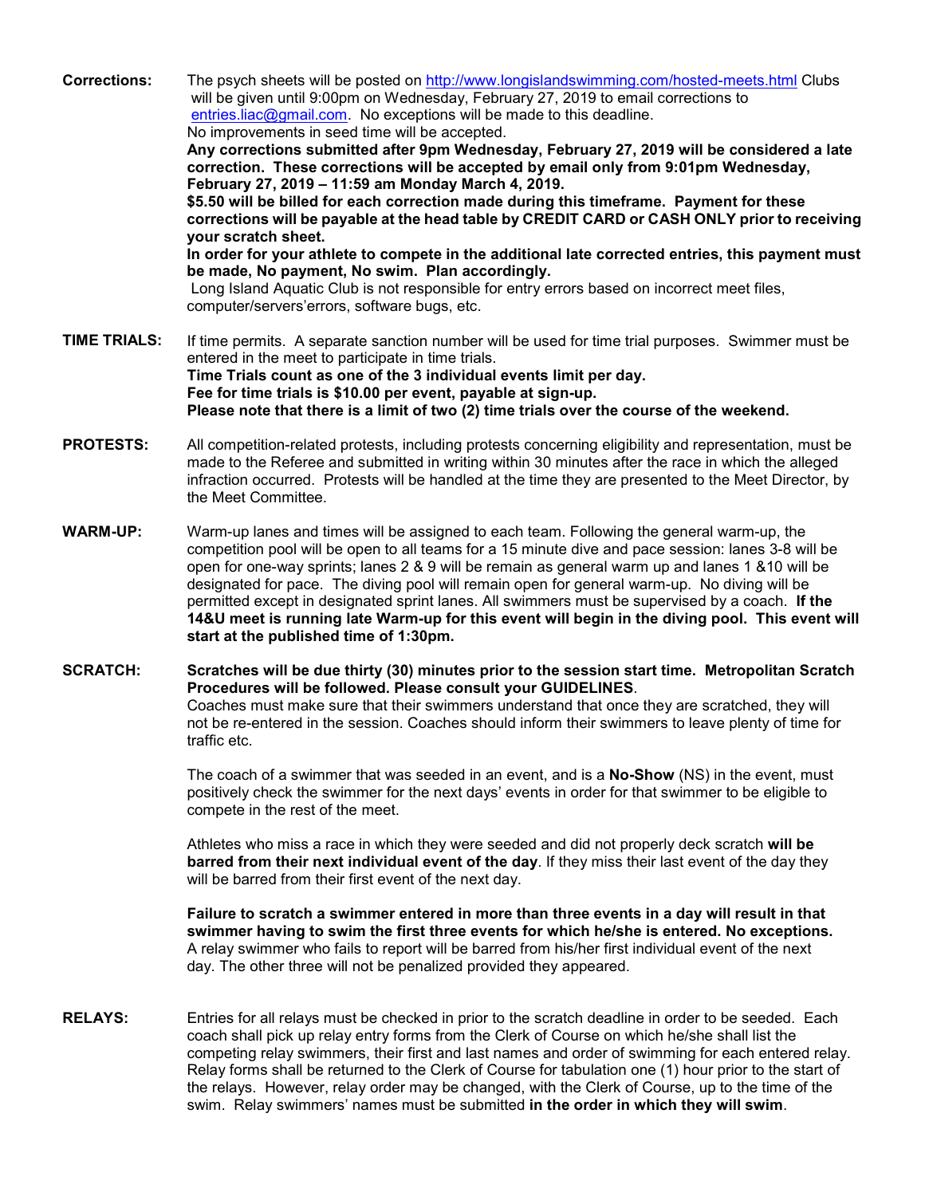**Corrections:** The psych sheets will be posted on http://www.longislandswimming.com/hosted-meets.html Clubs will be given until 9:00pm on Wednesday, February 27, 2019 to email corrections to entries.liac@gmail.com. No exceptions will be made to this deadline.
No improvements in seed time will be accepted.
**Any corrections submitted after 9pm Wednesday, February 27, 2019 will be considered a late correction. These corrections will be accepted by email only from 9:01pm Wednesday, February 27, 2019 – 11:59 am Monday March 4, 2019.**
**$5.50 will be billed for each correction made during this timeframe. Payment for these corrections will be payable at the head table by CREDIT CARD or CASH ONLY prior to receiving your scratch sheet.**
**In order for your athlete to compete in the additional late corrected entries, this payment must be made, No payment, No swim. Plan accordingly.**
Long Island Aquatic Club is not responsible for entry errors based on incorrect meet files, computer/servers'errors, software bugs, etc.

**TIME TRIALS:** If time permits. A separate sanction number will be used for time trial purposes. Swimmer must be entered in the meet to participate in time trials.
**Time Trials count as one of the 3 individual events limit per day.**
**Fee for time trials is $10.00 per event, payable at sign-up.**
**Please note that there is a limit of two (2) time trials over the course of the weekend.**

**PROTESTS:** All competition-related protests, including protests concerning eligibility and representation, must be made to the Referee and submitted in writing within 30 minutes after the race in which the alleged infraction occurred. Protests will be handled at the time they are presented to the Meet Director, by the Meet Committee.

**WARM-UP:** Warm-up lanes and times will be assigned to each team. Following the general warm-up, the competition pool will be open to all teams for a 15 minute dive and pace session: lanes 3-8 will be open for one-way sprints; lanes 2 & 9 will be remain as general warm up and lanes 1 &10 will be designated for pace. The diving pool will remain open for general warm-up. No diving will be permitted except in designated sprint lanes. All swimmers must be supervised by a coach. **If the 14&U meet is running late Warm-up for this event will begin in the diving pool. This event will start at the published time of 1:30pm.**

**SCRATCH:** **Scratches will be due thirty (30) minutes prior to the session start time. Metropolitan Scratch Procedures will be followed. Please consult your GUIDELINES**.
Coaches must make sure that their swimmers understand that once they are scratched, they will not be re-entered in the session. Coaches should inform their swimmers to leave plenty of time for traffic etc.

The coach of a swimmer that was seeded in an event, and is a **No-Show** (NS) in the event, must positively check the swimmer for the next days' events in order for that swimmer to be eligible to compete in the rest of the meet.

Athletes who miss a race in which they were seeded and did not properly deck scratch **will be barred from their next individual event of the day**. If they miss their last event of the day they will be barred from their first event of the next day.

**Failure to scratch a swimmer entered in more than three events in a day will result in that swimmer having to swim the first three events for which he/she is entered. No exceptions.**
A relay swimmer who fails to report will be barred from his/her first individual event of the next day. The other three will not be penalized provided they appeared.

**RELAYS:** Entries for all relays must be checked in prior to the scratch deadline in order to be seeded. Each coach shall pick up relay entry forms from the Clerk of Course on which he/she shall list the competing relay swimmers, their first and last names and order of swimming for each entered relay. Relay forms shall be returned to the Clerk of Course for tabulation one (1) hour prior to the start of the relays. However, relay order may be changed, with the Clerk of Course, up to the time of the swim. Relay swimmers' names must be submitted **in the order in which they will swim**.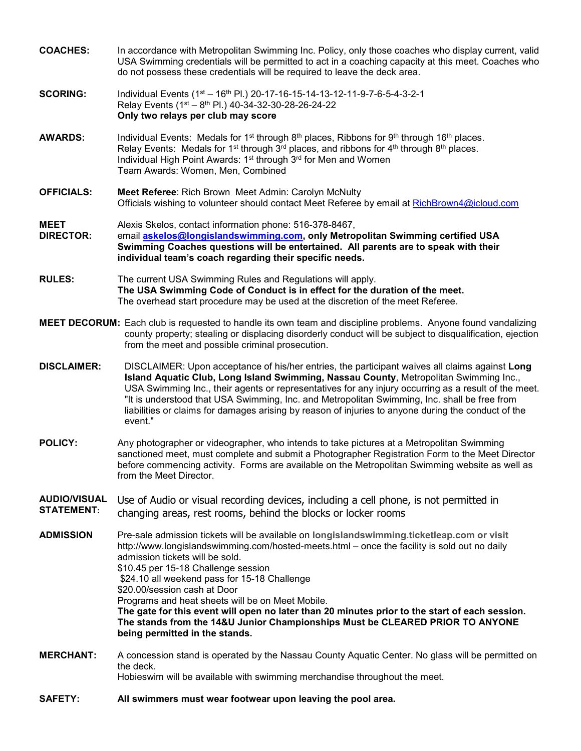**COACHES:** In accordance with Metropolitan Swimming Inc. Policy, only those coaches who display current, valid USA Swimming credentials will be permitted to act in a coaching capacity at this meet. Coaches who do not possess these credentials will be required to leave the deck area.

**SCORING:** Individual Events (1st – 16th Pl.) 20-17-16-15-14-13-12-11-9-7-6-5-4-3-2-1
Relay Events (1st – 8th Pl.) 40-34-32-30-28-26-24-22
**Only two relays per club may score**

**AWARDS:** Individual Events: Medals for 1st through 8th places, Ribbons for 9th through 16th places.
Relay Events: Medals for 1st through 3rd places, and ribbons for 4th through 8th places.
Individual High Point Awards: 1st through 3rd for Men and Women
Team Awards: Women, Men, Combined

**OFFICIALS:** **Meet Referee**: Rich Brown Meet Admin: Carolyn McNulty
Officials wishing to volunteer should contact Meet Referee by email at RichBrown4@icloud.com

**MEET DIRECTOR:** Alexis Skelos, contact information phone: 516-378-8467,
email **askelos@longislandswimming.com, only Metropolitan Swimming certified USA Swimming Coaches questions will be entertained. All parents are to speak with their individual team's coach regarding their specific needs.**

**RULES:** The current USA Swimming Rules and Regulations will apply.
**The USA Swimming Code of Conduct is in effect for the duration of the meet.**
The overhead start procedure may be used at the discretion of the meet Referee.

**MEET DECORUM:** Each club is requested to handle its own team and discipline problems. Anyone found vandalizing county property; stealing or displacing disorderly conduct will be subject to disqualification, ejection from the meet and possible criminal prosecution.

**DISCLAIMER:** DISCLAIMER: Upon acceptance of his/her entries, the participant waives all claims against **Long Island Aquatic Club, Long Island Swimming, Nassau County**, Metropolitan Swimming Inc., USA Swimming Inc., their agents or representatives for any injury occurring as a result of the meet. "It is understood that USA Swimming, Inc. and Metropolitan Swimming, Inc. shall be free from liabilities or claims for damages arising by reason of injuries to anyone during the conduct of the event."

**POLICY:** Any photographer or videographer, who intends to take pictures at a Metropolitan Swimming sanctioned meet, must complete and submit a Photographer Registration Form to the Meet Director before commencing activity. Forms are available on the Metropolitan Swimming website as well as from the Meet Director.

**AUDIO/VISUAL STATEMENT**: Use of Audio or visual recording devices, including a cell phone, is not permitted in changing areas, rest rooms, behind the blocks or locker rooms

**ADMISSION** Pre-sale admission tickets will be available on **longislandswimming.ticketleap.com or visit** http://www.longislandswimming.com/hosted-meets.html – once the facility is sold out no daily admission tickets will be sold.
$10.45 per 15-18 Challenge session
$24.10 all weekend pass for 15-18 Challenge
$20.00/session cash at Door
Programs and heat sheets will be on Meet Mobile.
**The gate for this event will open no later than 20 minutes prior to the start of each session. The stands from the 14&U Junior Championships Must be CLEARED PRIOR TO ANYONE being permitted in the stands.**

**MERCHANT:** A concession stand is operated by the Nassau County Aquatic Center. No glass will be permitted on the deck.
Hobieswim will be available with swimming merchandise throughout the meet.

**SAFETY:** **All swimmers must wear footwear upon leaving the pool area.**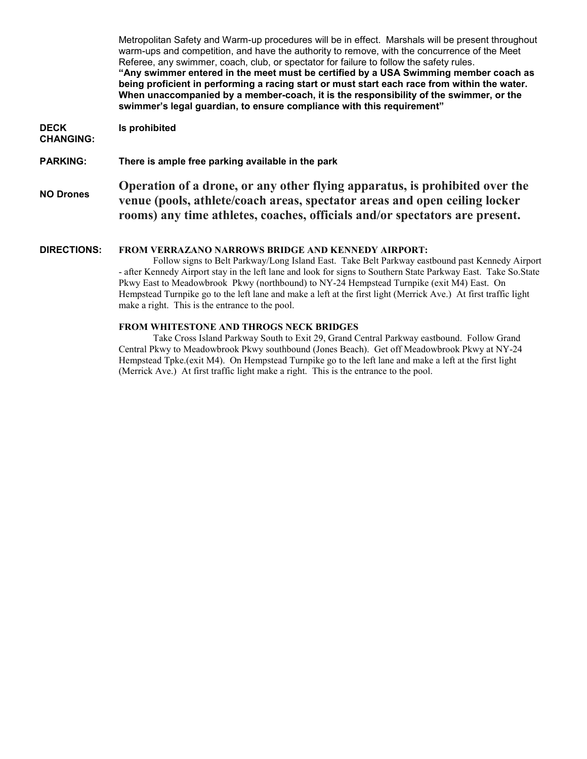Metropolitan Safety and Warm-up procedures will be in effect. Marshals will be present throughout warm-ups and competition, and have the authority to remove, with the concurrence of the Meet Referee, any swimmer, coach, club, or spectator for failure to follow the safety rules.
**"Any swimmer entered in the meet must be certified by a USA Swimming member coach as being proficient in performing a racing start or must start each race from within the water. When unaccompanied by a member-coach, it is the responsibility of the swimmer, or the swimmer's legal guardian, to ensure compliance with this requirement"**

**DECK CHANGING:** **Is prohibited**

**PARKING:** **There is ample free parking available in the park**

**NO Drones** **Operation of a drone, or any other flying apparatus, is prohibited over the venue (pools, athlete/coach areas, spectator areas and open ceiling locker rooms) any time athletes, coaches, officials and/or spectators are present.**

**DIRECTIONS:**

**FROM VERRAZANO NARROWS BRIDGE AND KENNEDY AIRPORT:**

Follow signs to Belt Parkway/Long Island East. Take Belt Parkway eastbound past Kennedy Airport - after Kennedy Airport stay in the left lane and look for signs to Southern State Parkway East. Take So.State Pkwy East to Meadowbrook Pkwy (northbound) to NY-24 Hempstead Turnpike (exit M4) East. On Hempstead Turnpike go to the left lane and make a left at the first light (Merrick Ave.) At first traffic light make a right. This is the entrance to the pool.

**FROM WHITESTONE AND THROGS NECK BRIDGES**

Take Cross Island Parkway South to Exit 29, Grand Central Parkway eastbound. Follow Grand Central Pkwy to Meadowbrook Pkwy southbound (Jones Beach). Get off Meadowbrook Pkwy at NY-24 Hempstead Tpke.(exit M4). On Hempstead Turnpike go to the left lane and make a left at the first light (Merrick Ave.) At first traffic light make a right. This is the entrance to the pool.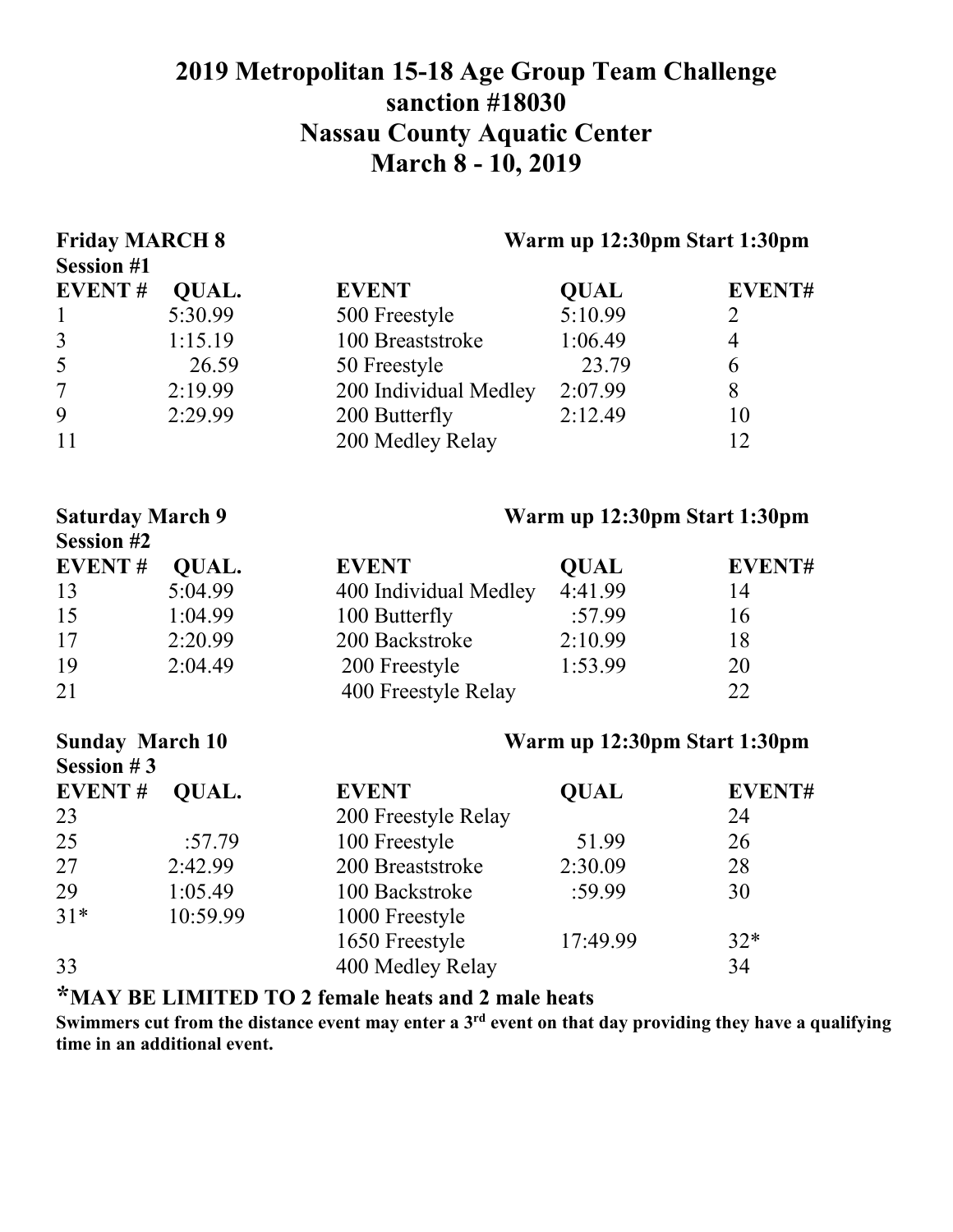# 2019 Metropolitan 15-18 Age Group Team Challenge
# sanction #18030
# Nassau County Aquatic Center
# March 8 - 10, 2019

**Friday MARCH 8** **Warm up 12:30pm Start 1:30pm**

**Session #1**

| EVENT # | QUAL. | EVENT | QUAL | EVENT# |
|---|---|---|---|---|
| 1 | 5:30.99 | 500 Freestyle | 5:10.99 | 2 |
| 3 | 1:15.19 | 100 Breaststroke | 1:06.49 | 4 |
| 5 | 26.59 | 50 Freestyle | 23.79 | 6 |
| 7 | 2:19.99 | 200 Individual Medley | 2:07.99 | 8 |
| 9 | 2:29.99 | 200 Butterfly | 2:12.49 | 10 |
| 11 | | 200 Medley Relay | | 12 |

**Saturday March 9** **Warm up 12:30pm Start 1:30pm**

**Session #2**

| EVENT # | QUAL. | EVENT | QUAL | EVENT# |
|---|---|---|---|---|
| 13 | 5:04.99 | 400 Individual Medley | 4:41.99 | 14 |
| 15 | 1:04.99 | 100 Butterfly | :57.99 | 16 |
| 17 | 2:20.99 | 200 Backstroke | 2:10.99 | 18 |
| 19 | 2:04.49 | 200 Freestyle | 1:53.99 | 20 |
| 21 | | 400 Freestyle Relay | | 22 |

**Sunday March 10** **Warm up 12:30pm Start 1:30pm**

**Session # 3**

| EVENT # | QUAL. | EVENT | QUAL | EVENT# |
|---|---|---|---|---|
| 23 | | 200 Freestyle Relay | | 24 |
| 25 | :57.79 | 100 Freestyle | 51.99 | 26 |
| 27 | 2:42.99 | 200 Breaststroke | 2:30.09 | 28 |
| 29 | 1:05.49 | 100 Backstroke | :59.99 | 30 |
| 31* | 10:59.99 | 1000 Freestyle | | |
| | | 1650 Freestyle | 17:49.99 | 32* |
| 33 | | 400 Medley Relay | | 34 |

**\*MAY BE LIMITED TO 2 female heats and 2 male heats**

**Swimmers cut from the distance event may enter a 3rd event on that day providing they have a qualifying time in an additional event.**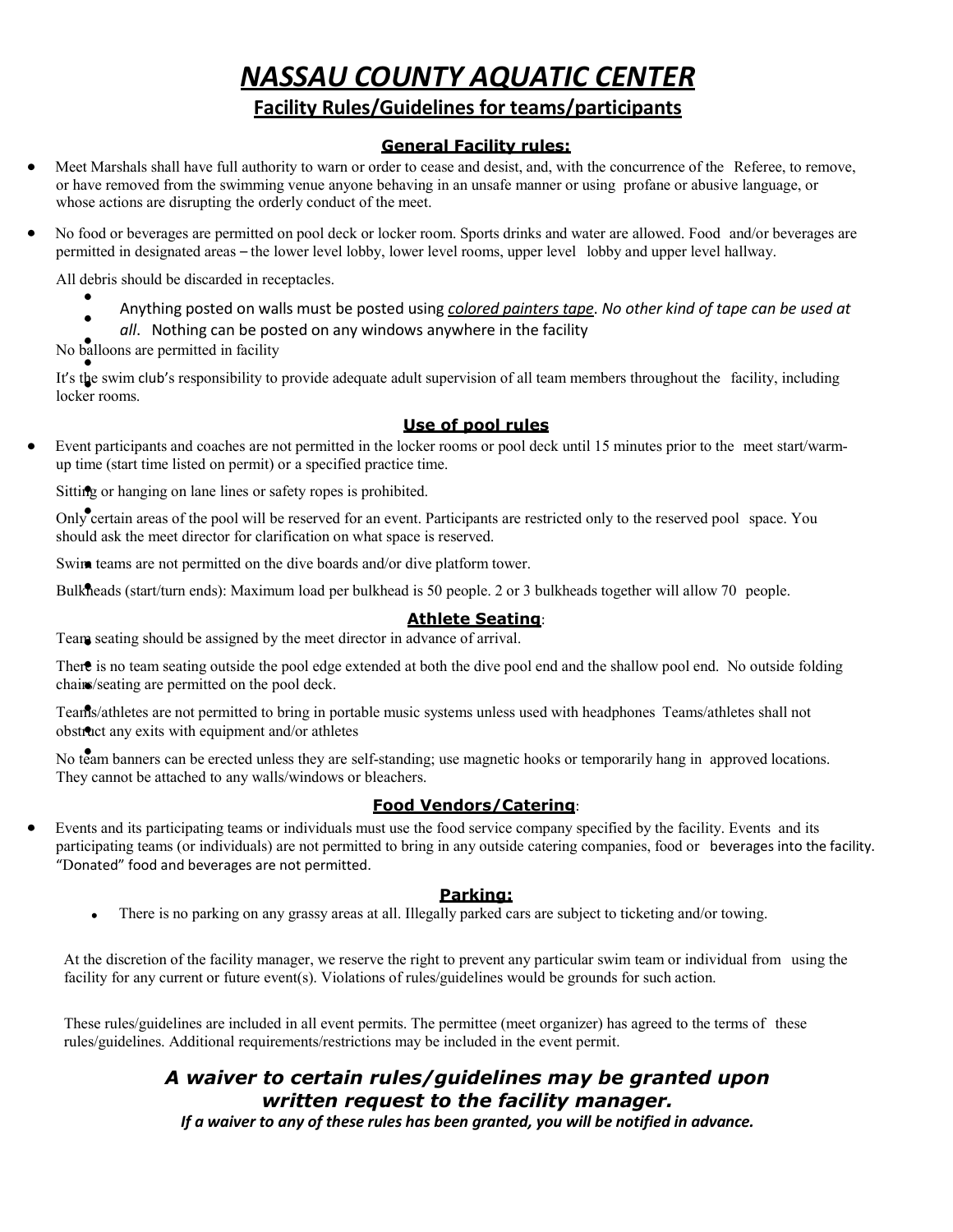# *NASSAU COUNTY AQUATIC CENTER*

## Facility Rules/Guidelines for teams/participants

### General Facility rules:

- Meet Marshals shall have full authority to warn or order to cease and desist, and, with the concurrence of the Referee, to remove, or have removed from the swimming venue anyone behaving in an unsafe manner or using profane or abusive language, or whose actions are disrupting the orderly conduct of the meet.
- No food or beverages are permitted on pool deck or locker room. Sports drinks and water are allowed. Food and/or beverages are permitted in designated areas – the lower level lobby, lower level rooms, upper level lobby and upper level hallway.
- All debris should be discarded in receptacles.
- Anything posted on walls must be posted using *colored painters tape*. *No other kind of tape can be used at all*. Nothing can be posted on any windows anywhere in the facility
- No balloons are permitted in facility
- It's the swim club's responsibility to provide adequate adult supervision of all team members throughout the facility, including locker rooms.

### Use of pool rules

- Event participants and coaches are not permitted in the locker rooms or pool deck until 15 minutes prior to the meet start/warm-up time (start time listed on permit) or a specified practice time.
- Sitting or hanging on lane lines or safety ropes is prohibited.
- Only certain areas of the pool will be reserved for an event. Participants are restricted only to the reserved pool space. You should ask the meet director for clarification on what space is reserved.
- Swim teams are not permitted on the dive boards and/or dive platform tower.
- Bulkheads (start/turn ends): Maximum load per bulkhead is 50 people. 2 or 3 bulkheads together will allow 70 people.

### Athlete Seating:

- Team seating should be assigned by the meet director in advance of arrival.
- There is no team seating outside the pool edge extended at both the dive pool end and the shallow pool end. No outside folding chairs/seating are permitted on the pool deck.
- Teams/athletes are not permitted to bring in portable music systems unless used with headphones Teams/athletes shall not obstruct any exits with equipment and/or athletes
- No team banners can be erected unless they are self-standing; use magnetic hooks or temporarily hang in approved locations. They cannot be attached to any walls/windows or bleachers.

### Food Vendors/Catering:

- Events and its participating teams or individuals must use the food service company specified by the facility. Events and its participating teams (or individuals) are not permitted to bring in any outside catering companies, food or beverages into the facility. "Donated" food and beverages are not permitted.

### Parking:

- There is no parking on any grassy areas at all. Illegally parked cars are subject to ticketing and/or towing.

At the discretion of the facility manager, we reserve the right to prevent any particular swim team or individual from using the facility for any current or future event(s). Violations of rules/guidelines would be grounds for such action.

These rules/guidelines are included in all event permits. The permittee (meet organizer) has agreed to the terms of these rules/guidelines. Additional requirements/restrictions may be included in the event permit.

***A waiver to certain rules/guidelines may be granted upon written request to the facility manager.***

***If a waiver to any of these rules has been granted, you will be notified in advance.***